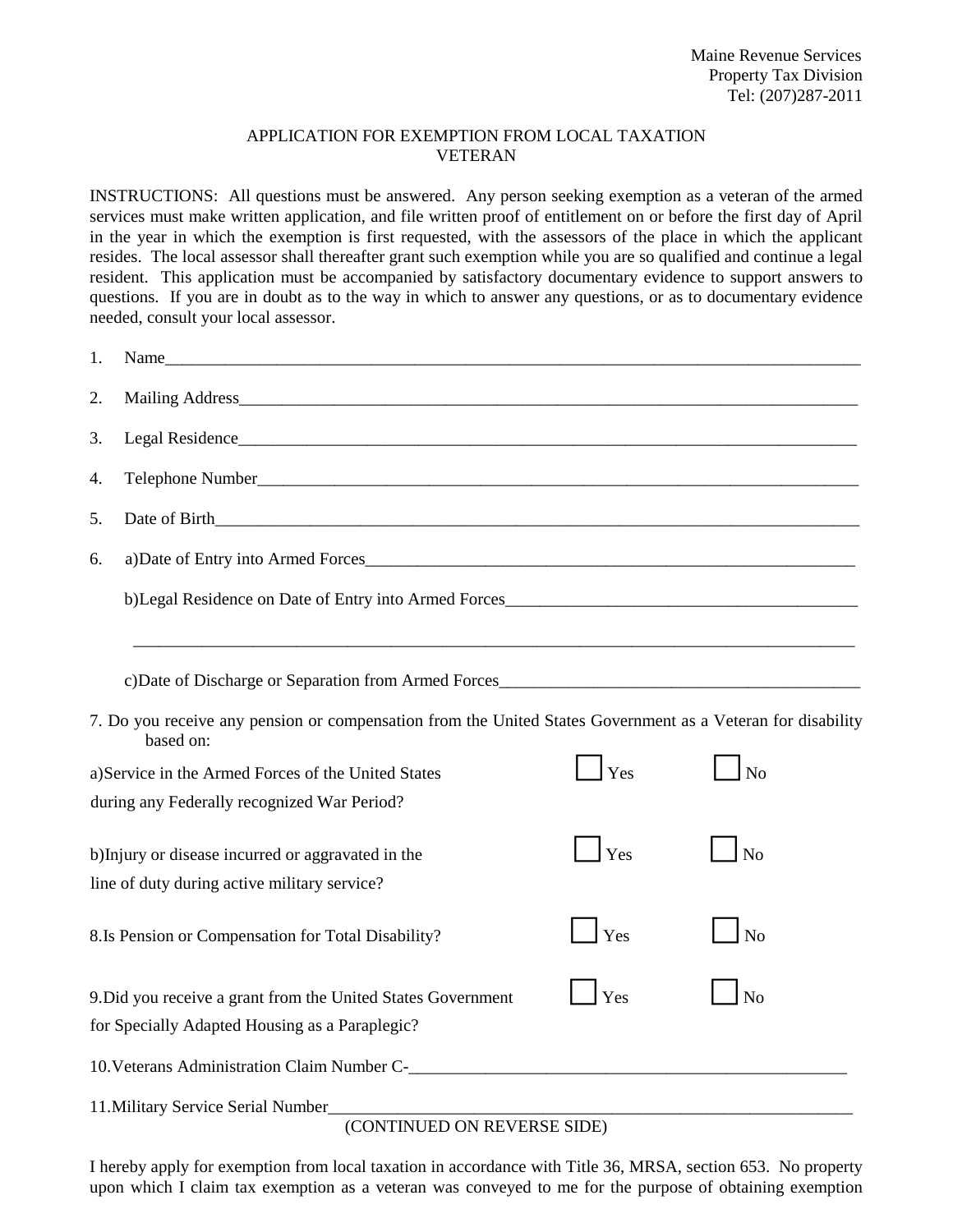Maine Revenue Services
Property Tax Division
Tel: (207)287-2011

# APPLICATION FOR EXEMPTION FROM LOCAL TAXATION
# VETERAN

INSTRUCTIONS: All questions must be answered. Any person seeking exemption as a veteran of the armed services must make written application, and file written proof of entitlement on or before the first day of April in the year in which the exemption is first requested, with the assessors of the place in which the applicant resides. The local assessor shall thereafter grant such exemption while you are so qualified and continue a legal resident. This application must be accompanied by satisfactory documentary evidence to support answers to questions. If you are in doubt as to the way in which to answer any questions, or as to documentary evidence needed, consult your local assessor.

1. Name_______________________________________________

2. Mailing Address_______________________________________

3. Legal Residence_______________________________________

4. Telephone Number_____________________________________

5. Date of Birth_________________________________________

6. a)Date of Entry into Armed Forces_______________________

   b)Legal Residence on Date of Entry into Armed Forces___________________

   _______________________________________________________

   c)Date of Discharge or Separation from Armed Forces___________________

7. Do you receive any pension or compensation from the United States Government as a Veteran for disability based on:

a)Service in the Armed Forces of the United States during any Federally recognized War Period? ☐ Yes ☐ No

b)Injury or disease incurred or aggravated in the line of duty during active military service? ☐ Yes ☐ No

8.Is Pension or Compensation for Total Disability? ☐ Yes ☐ No

9.Did you receive a grant from the United States Government for Specially Adapted Housing as a Paraplegic? ☐ Yes ☐ No

10.Veterans Administration Claim Number C-_____________________________

11.Military Service Serial Number__________________________________

(CONTINUED ON REVERSE SIDE)

I hereby apply for exemption from local taxation in accordance with Title 36, MRSA, section 653. No property upon which I claim tax exemption as a veteran was conveyed to me for the purpose of obtaining exemption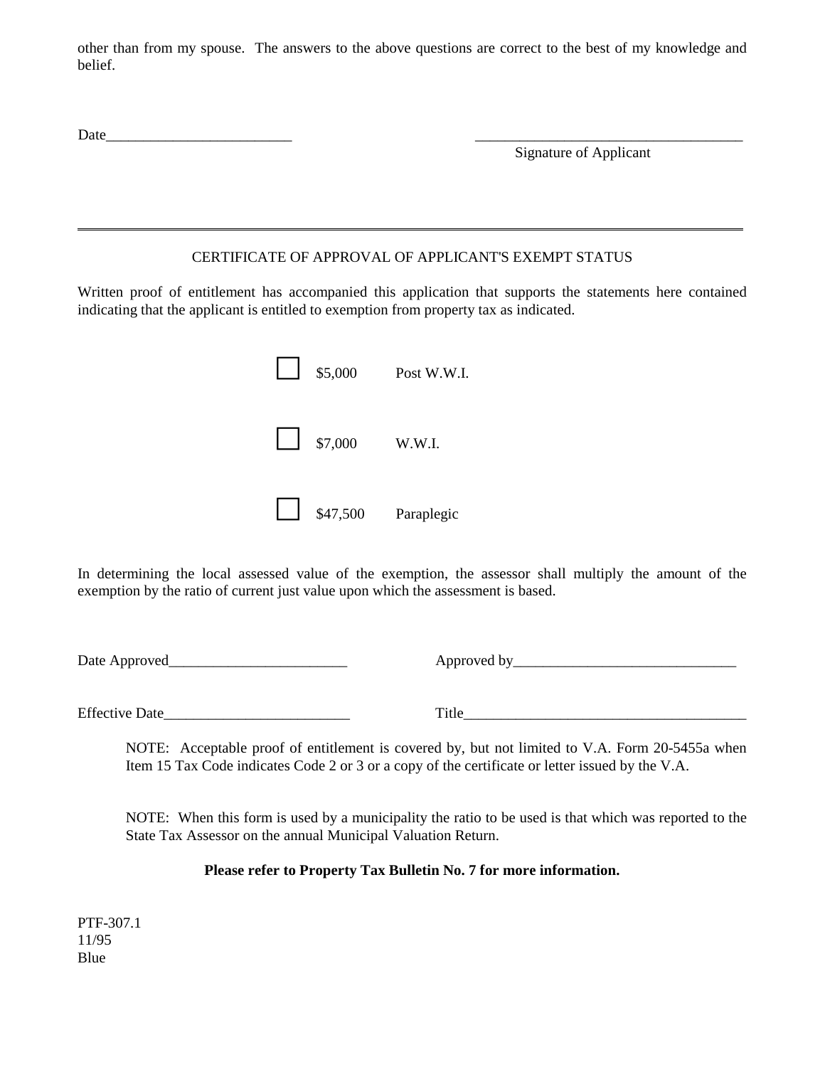other than from my spouse. The answers to the above questions are correct to the best of my knowledge and belief.

Date_________________________ _____________________________________
Signature of Applicant

---

CERTIFICATE OF APPROVAL OF APPLICANT'S EXEMPT STATUS

Written proof of entitlement has accompanied this application that supports the statements here contained indicating that the applicant is entitled to exemption from property tax as indicated.

☐ $5,000 Post W.W.I.

☐ $7,000 W.W.I.

☐ $47,500 Paraplegic

In determining the local assessed value of the exemption, the assessor shall multiply the amount of the exemption by the ratio of current just value upon which the assessment is based.

Date Approved________________________ Approved by______________________________

Effective Date_________________________ Title_______________________________________

NOTE: Acceptable proof of entitlement is covered by, but not limited to V.A. Form 20-5455a when Item 15 Tax Code indicates Code 2 or 3 or a copy of the certificate or letter issued by the V.A.

NOTE: When this form is used by a municipality the ratio to be used is that which was reported to the State Tax Assessor on the annual Municipal Valuation Return.

**Please refer to Property Tax Bulletin No. 7 for more information.**

PTF-307.1
11/95
Blue